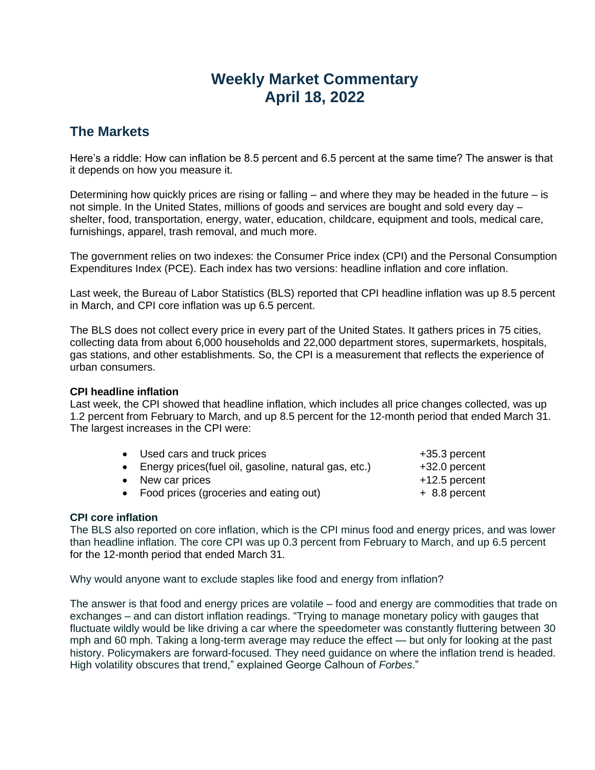# Weekly Market Commentary
# April 18, 2022

## The Markets

Here's a riddle: How can inflation be 8.5 percent and 6.5 percent at the same time? The answer is that it depends on how you measure it.

Determining how quickly prices are rising or falling – and where they may be headed in the future – is not simple. In the United States, millions of goods and services are bought and sold every day – shelter, food, transportation, energy, water, education, childcare, equipment and tools, medical care, furnishings, apparel, trash removal, and much more.

The government relies on two indexes: the Consumer Price index (CPI) and the Personal Consumption Expenditures Index (PCE). Each index has two versions: headline inflation and core inflation.

Last week, the Bureau of Labor Statistics (BLS) reported that CPI headline inflation was up 8.5 percent in March, and CPI core inflation was up 6.5 percent.

The BLS does not collect every price in every part of the United States. It gathers prices in 75 cities, collecting data from about 6,000 households and 22,000 department stores, supermarkets, hospitals, gas stations, and other establishments. So, the CPI is a measurement that reflects the experience of urban consumers.

**CPI headline inflation**
Last week, the CPI showed that headline inflation, which includes all price changes collected, was up 1.2 percent from February to March, and up 8.5 percent for the 12-month period that ended March 31. The largest increases in the CPI were:

- Used cars and truck prices +35.3 percent
- Energy prices(fuel oil, gasoline, natural gas, etc.) +32.0 percent
- New car prices +12.5 percent
- Food prices (groceries and eating out) + 8.8 percent

**CPI core inflation**
The BLS also reported on core inflation, which is the CPI minus food and energy prices, and was lower than headline inflation. The core CPI was up 0.3 percent from February to March, and up 6.5 percent for the 12-month period that ended March 31.

Why would anyone want to exclude staples like food and energy from inflation?

The answer is that food and energy prices are volatile – food and energy are commodities that trade on exchanges – and can distort inflation readings. "Trying to manage monetary policy with gauges that fluctuate wildly would be like driving a car where the speedometer was constantly fluttering between 30 mph and 60 mph. Taking a long-term average may reduce the effect — but only for looking at the past history. Policymakers are forward-focused. They need guidance on where the inflation trend is headed. High volatility obscures that trend," explained George Calhoun of *Forbes*."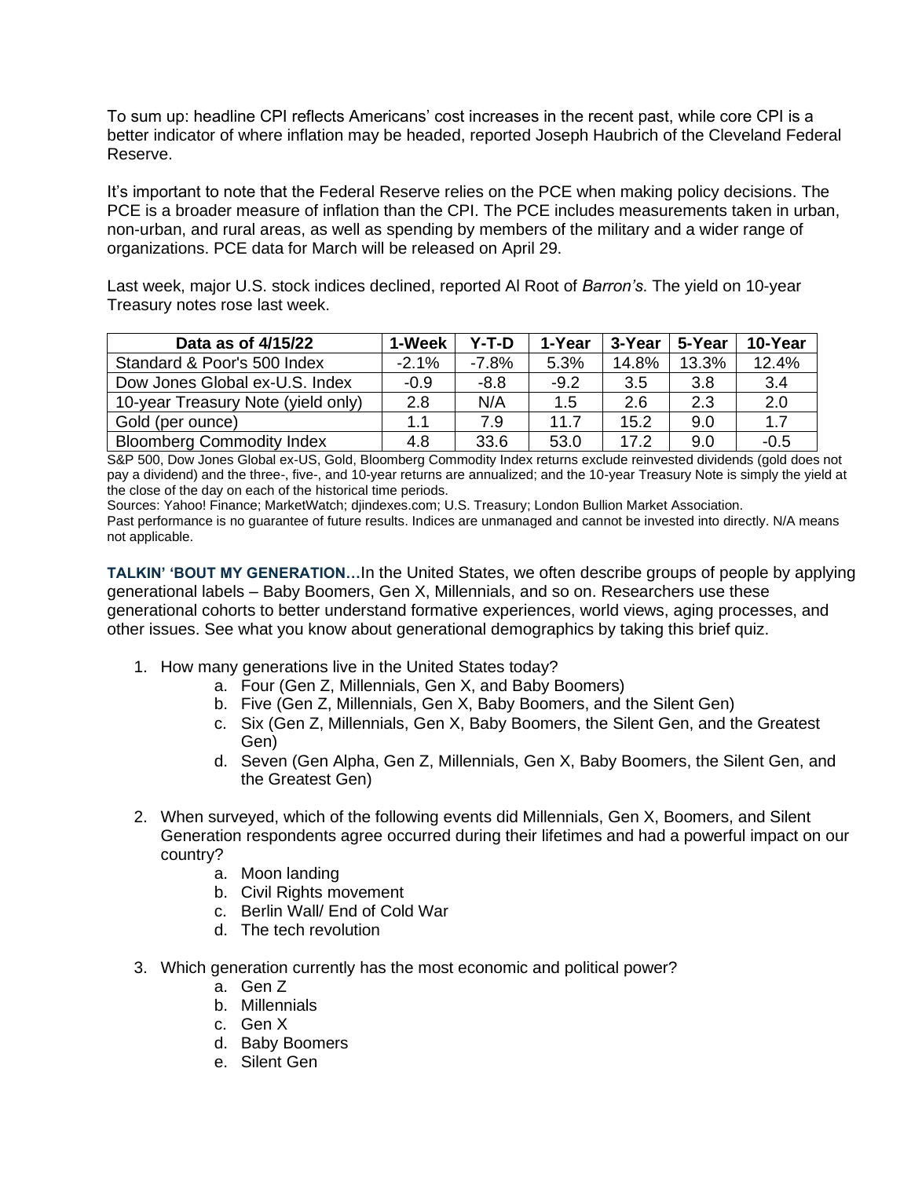To sum up: headline CPI reflects Americans' cost increases in the recent past, while core CPI is a better indicator of where inflation may be headed, reported Joseph Haubrich of the Cleveland Federal Reserve.

It's important to note that the Federal Reserve relies on the PCE when making policy decisions. The PCE is a broader measure of inflation than the CPI. The PCE includes measurements taken in urban, non-urban, and rural areas, as well as spending by members of the military and a wider range of organizations. PCE data for March will be released on April 29.

Last week, major U.S. stock indices declined, reported Al Root of *Barron's*. The yield on 10-year Treasury notes rose last week.

| Data as of 4/15/22 | 1-Week | Y-T-D | 1-Year | 3-Year | 5-Year | 10-Year |
|---|---|---|---|---|---|---|
| Standard & Poor's 500 Index | -2.1% | -7.8% | 5.3% | 14.8% | 13.3% | 12.4% |
| Dow Jones Global ex-U.S. Index | -0.9 | -8.8 | -9.2 | 3.5 | 3.8 | 3.4 |
| 10-year Treasury Note (yield only) | 2.8 | N/A | 1.5 | 2.6 | 2.3 | 2.0 |
| Gold (per ounce) | 1.1 | 7.9 | 11.7 | 15.2 | 9.0 | 1.7 |
| Bloomberg Commodity Index | 4.8 | 33.6 | 53.0 | 17.2 | 9.0 | -0.5 |

S&P 500, Dow Jones Global ex-US, Gold, Bloomberg Commodity Index returns exclude reinvested dividends (gold does not pay a dividend) and the three-, five-, and 10-year returns are annualized; and the 10-year Treasury Note is simply the yield at the close of the day on each of the historical time periods.
Sources: Yahoo! Finance; MarketWatch; djindexes.com; U.S. Treasury; London Bullion Market Association.
Past performance is no guarantee of future results. Indices are unmanaged and cannot be invested into directly. N/A means not applicable.

**TALKIN' 'BOUT MY GENERATION…**In the United States, we often describe groups of people by applying generational labels – Baby Boomers, Gen X, Millennials, and so on. Researchers use these generational cohorts to better understand formative experiences, world views, aging processes, and other issues. See what you know about generational demographics by taking this brief quiz.

1. How many generations live in the United States today?
   a. Four (Gen Z, Millennials, Gen X, and Baby Boomers)
   b. Five (Gen Z, Millennials, Gen X, Baby Boomers, and the Silent Gen)
   c. Six (Gen Z, Millennials, Gen X, Baby Boomers, the Silent Gen, and the Greatest Gen)
   d. Seven (Gen Alpha, Gen Z, Millennials, Gen X, Baby Boomers, the Silent Gen, and the Greatest Gen)

2. When surveyed, which of the following events did Millennials, Gen X, Boomers, and Silent Generation respondents agree occurred during their lifetimes and had a powerful impact on our country?
   a. Moon landing
   b. Civil Rights movement
   c. Berlin Wall/ End of Cold War
   d. The tech revolution

3. Which generation currently has the most economic and political power?
   a. Gen Z
   b. Millennials
   c. Gen X
   d. Baby Boomers
   e. Silent Gen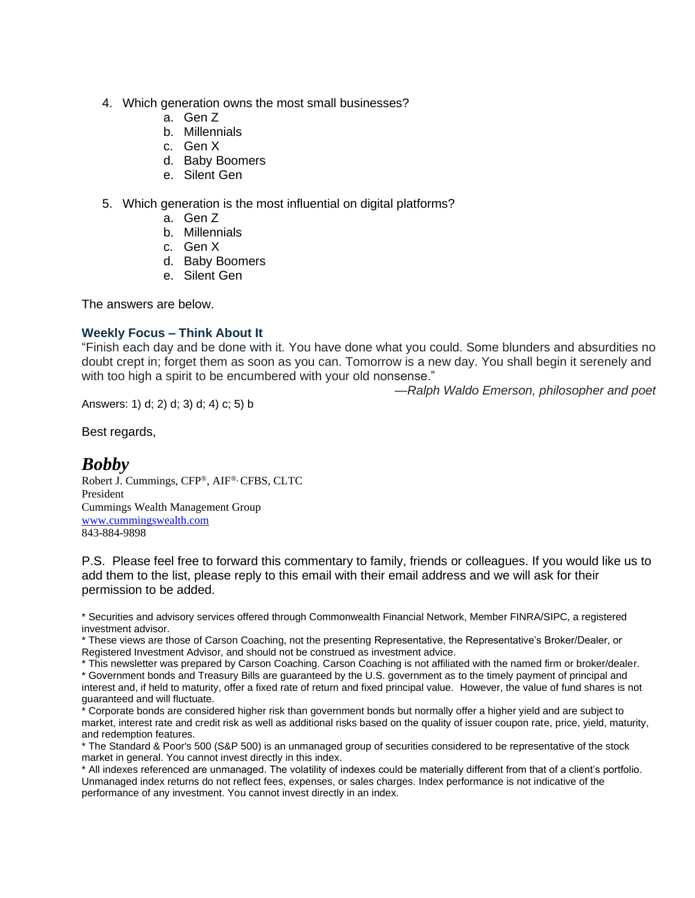4. Which generation owns the most small businesses?
    a. Gen Z
    b. Millennials
    c. Gen X
    d. Baby Boomers
    e. Silent Gen

5. Which generation is the most influential on digital platforms?
    a. Gen Z
    b. Millennials
    c. Gen X
    d. Baby Boomers
    e. Silent Gen

The answers are below.

### Weekly Focus – Think About It

"Finish each day and be done with it. You have done what you could. Some blunders and absurdities no doubt crept in; forget them as soon as you can. Tomorrow is a new day. You shall begin it serenely and with too high a spirit to be encumbered with your old nonsense."

*—Ralph Waldo Emerson, philosopher and poet*

Answers: 1) d; 2) d; 3) d; 4) c; 5) b

Best regards,

***Bobby***

Robert J. Cummings, CFP®, AIF®, CFBS, CLTC
President
Cummings Wealth Management Group
www.cummingswealth.com
843-884-9898

P.S. Please feel free to forward this commentary to family, friends or colleagues. If you would like us to add them to the list, please reply to this email with their email address and we will ask for their permission to be added.

* Securities and advisory services offered through Commonwealth Financial Network, Member FINRA/SIPC, a registered investment advisor.
* These views are those of Carson Coaching, not the presenting Representative, the Representative's Broker/Dealer, or Registered Investment Advisor, and should not be construed as investment advice.
* This newsletter was prepared by Carson Coaching. Carson Coaching is not affiliated with the named firm or broker/dealer.
* Government bonds and Treasury Bills are guaranteed by the U.S. government as to the timely payment of principal and interest and, if held to maturity, offer a fixed rate of return and fixed principal value. However, the value of fund shares is not guaranteed and will fluctuate.
* Corporate bonds are considered higher risk than government bonds but normally offer a higher yield and are subject to market, interest rate and credit risk as well as additional risks based on the quality of issuer coupon rate, price, yield, maturity, and redemption features.
* The Standard & Poor's 500 (S&P 500) is an unmanaged group of securities considered to be representative of the stock market in general. You cannot invest directly in this index.
* All indexes referenced are unmanaged. The volatility of indexes could be materially different from that of a client's portfolio. Unmanaged index returns do not reflect fees, expenses, or sales charges. Index performance is not indicative of the performance of any investment. You cannot invest directly in an index.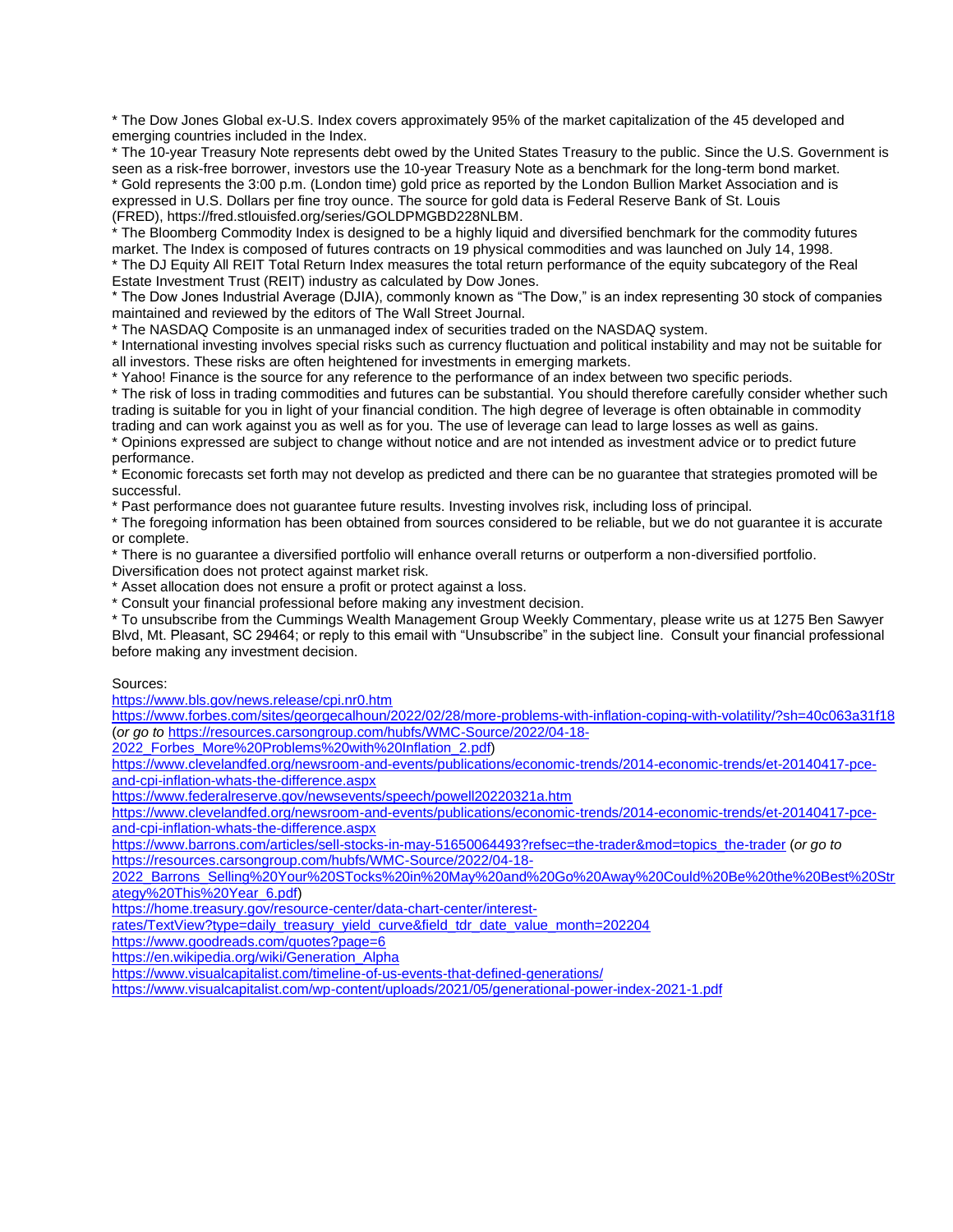* The Dow Jones Global ex-U.S. Index covers approximately 95% of the market capitalization of the 45 developed and emerging countries included in the Index.
* The 10-year Treasury Note represents debt owed by the United States Treasury to the public. Since the U.S. Government is seen as a risk-free borrower, investors use the 10-year Treasury Note as a benchmark for the long-term bond market.
* Gold represents the 3:00 p.m. (London time) gold price as reported by the London Bullion Market Association and is expressed in U.S. Dollars per fine troy ounce. The source for gold data is Federal Reserve Bank of St. Louis (FRED), https://fred.stlouisfed.org/series/GOLDPMGBD228NLBM.
* The Bloomberg Commodity Index is designed to be a highly liquid and diversified benchmark for the commodity futures market. The Index is composed of futures contracts on 19 physical commodities and was launched on July 14, 1998.
* The DJ Equity All REIT Total Return Index measures the total return performance of the equity subcategory of the Real Estate Investment Trust (REIT) industry as calculated by Dow Jones.
* The Dow Jones Industrial Average (DJIA), commonly known as "The Dow," is an index representing 30 stock of companies maintained and reviewed by the editors of The Wall Street Journal.
* The NASDAQ Composite is an unmanaged index of securities traded on the NASDAQ system.
* International investing involves special risks such as currency fluctuation and political instability and may not be suitable for all investors. These risks are often heightened for investments in emerging markets.
* Yahoo! Finance is the source for any reference to the performance of an index between two specific periods.
* The risk of loss in trading commodities and futures can be substantial. You should therefore carefully consider whether such trading is suitable for you in light of your financial condition. The high degree of leverage is often obtainable in commodity trading and can work against you as well as for you. The use of leverage can lead to large losses as well as gains.
* Opinions expressed are subject to change without notice and are not intended as investment advice or to predict future performance.
* Economic forecasts set forth may not develop as predicted and there can be no guarantee that strategies promoted will be successful.
* Past performance does not guarantee future results. Investing involves risk, including loss of principal.
* The foregoing information has been obtained from sources considered to be reliable, but we do not guarantee it is accurate or complete.
* There is no guarantee a diversified portfolio will enhance overall returns or outperform a non-diversified portfolio. Diversification does not protect against market risk.
* Asset allocation does not ensure a profit or protect against a loss.
* Consult your financial professional before making any investment decision.
* To unsubscribe from the Cummings Wealth Management Group Weekly Commentary, please write us at 1275 Ben Sawyer Blvd, Mt. Pleasant, SC 29464; or reply to this email with "Unsubscribe" in the subject line. Consult your financial professional before making any investment decision.

Sources:
https://www.bls.gov/news.release/cpi.nr0.htm
https://www.forbes.com/sites/georgecalhoun/2022/02/28/more-problems-with-inflation-coping-with-volatility/?sh=40c063a31f18 (*or go to* https://resources.carsongroup.com/hubfs/WMC-Source/2022/04-18-2022_Forbes_More%20Problems%20with%20Inflation_2.pdf)
https://www.clevelandfed.org/newsroom-and-events/publications/economic-trends/2014-economic-trends/et-20140417-pce-and-cpi-inflation-whats-the-difference.aspx
https://www.federalreserve.gov/newsevents/speech/powell20220321a.htm
https://www.clevelandfed.org/newsroom-and-events/publications/economic-trends/2014-economic-trends/et-20140417-pce-and-cpi-inflation-whats-the-difference.aspx
https://www.barrons.com/articles/sell-stocks-in-may-51650064493?refsec=the-trader&mod=topics_the-trader (*or go to* https://resources.carsongroup.com/hubfs/WMC-Source/2022/04-18-2022_Barrons_Selling%20Your%20STocks%20in%20May%20and%20Go%20Away%20Could%20Be%20the%20Best%20Strategy%20This%20Year_6.pdf)
https://home.treasury.gov/resource-center/data-chart-center/interest-rates/TextView?type=daily_treasury_yield_curve&field_tdr_date_value_month=202204
https://www.goodreads.com/quotes?page=6
https://en.wikipedia.org/wiki/Generation_Alpha
https://www.visualcapitalist.com/timeline-of-us-events-that-defined-generations/
https://www.visualcapitalist.com/wp-content/uploads/2021/05/generational-power-index-2021-1.pdf